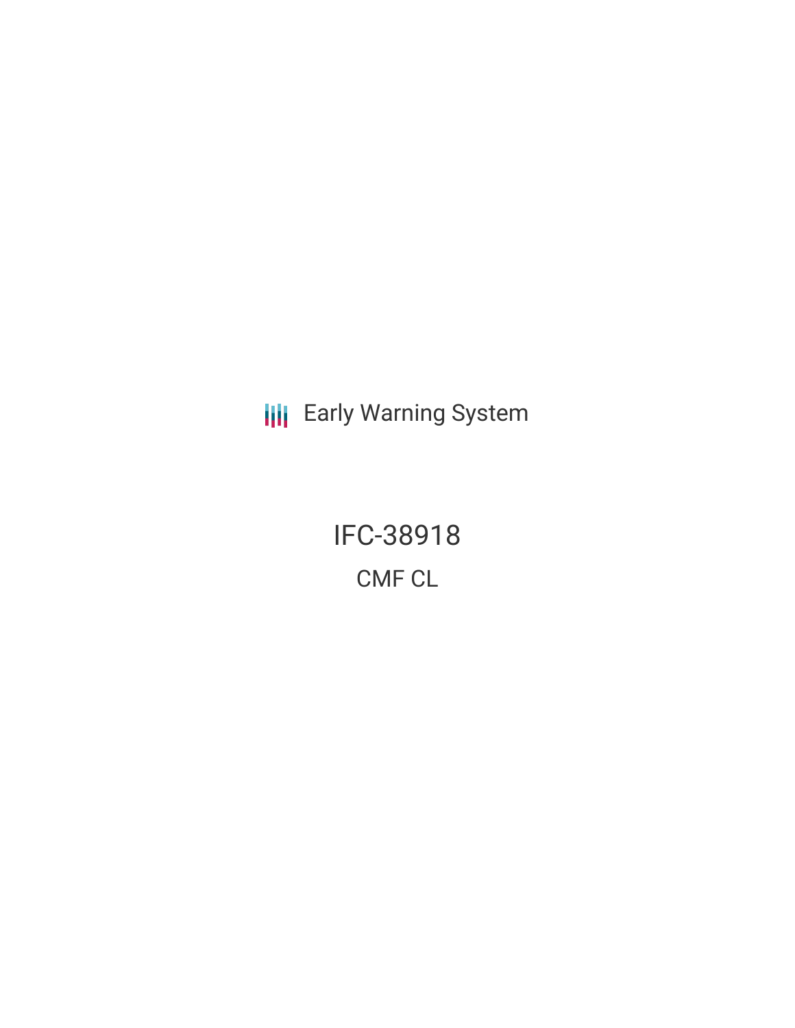Early Warning System

# IFC-38918

## CMF CL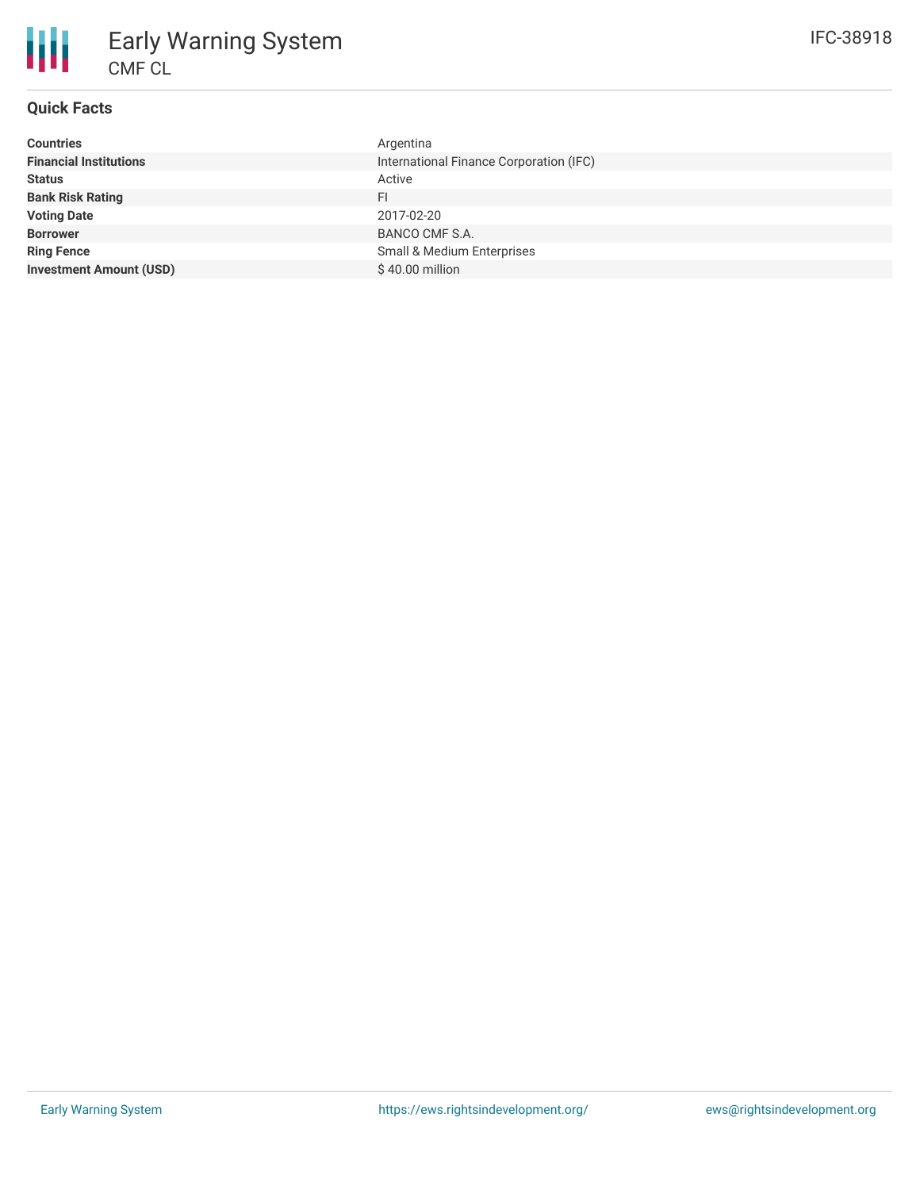# Early Warning System

CMF CL

IFC-38918

## Quick Facts

| | |
|---|---|
| **Countries** | Argentina |
| **Financial Institutions** | International Finance Corporation (IFC) |
| **Status** | Active |
| **Bank Risk Rating** | FI |
| **Voting Date** | 2017-02-20 |
| **Borrower** | BANCO CMF S.A. |
| **Ring Fence** | Small & Medium Enterprises |
| **Investment Amount (USD)** | $ 40.00 million |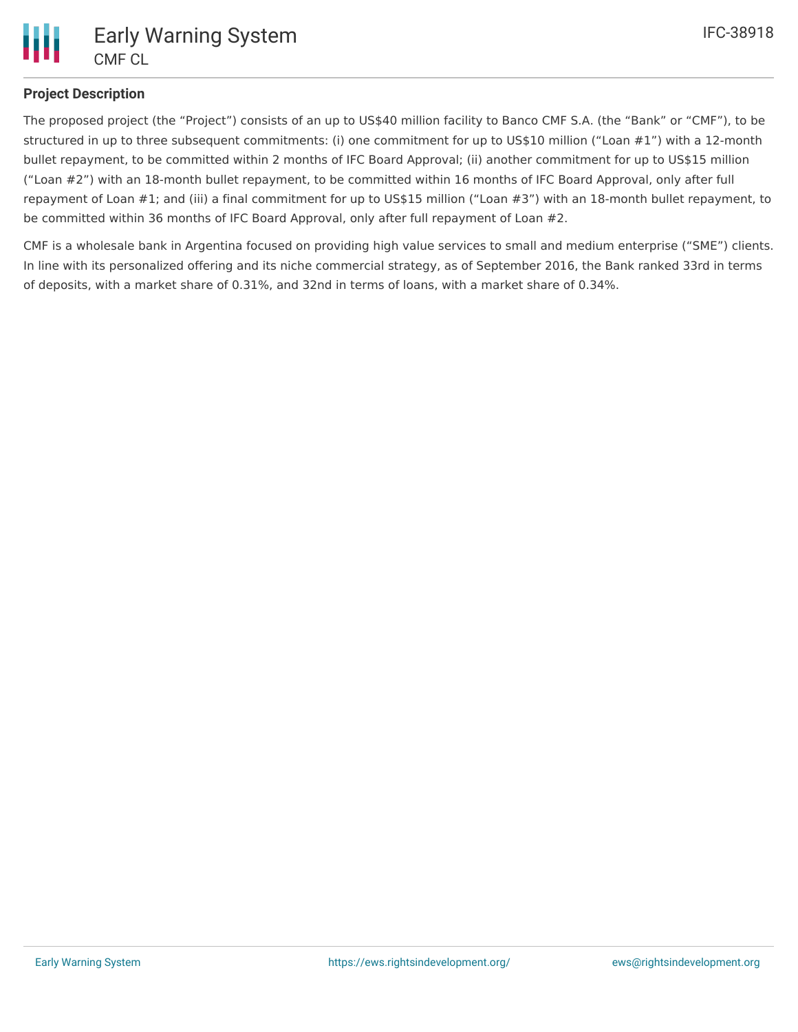## Project Description

The proposed project (the “Project”) consists of an up to US$40 million facility to Banco CMF S.A. (the “Bank” or “CMF”), to be structured in up to three subsequent commitments: (i) one commitment for up to US$10 million (“Loan #1”) with a 12-month bullet repayment, to be committed within 2 months of IFC Board Approval; (ii) another commitment for up to US$15 million (“Loan #2”) with an 18-month bullet repayment, to be committed within 16 months of IFC Board Approval, only after full repayment of Loan #1; and (iii) a final commitment for up to US$15 million (“Loan #3”) with an 18-month bullet repayment, to be committed within 36 months of IFC Board Approval, only after full repayment of Loan #2.

CMF is a wholesale bank in Argentina focused on providing high value services to small and medium enterprise (“SME”) clients. In line with its personalized offering and its niche commercial strategy, as of September 2016, the Bank ranked 33rd in terms of deposits, with a market share of 0.31%, and 32nd in terms of loans, with a market share of 0.34%.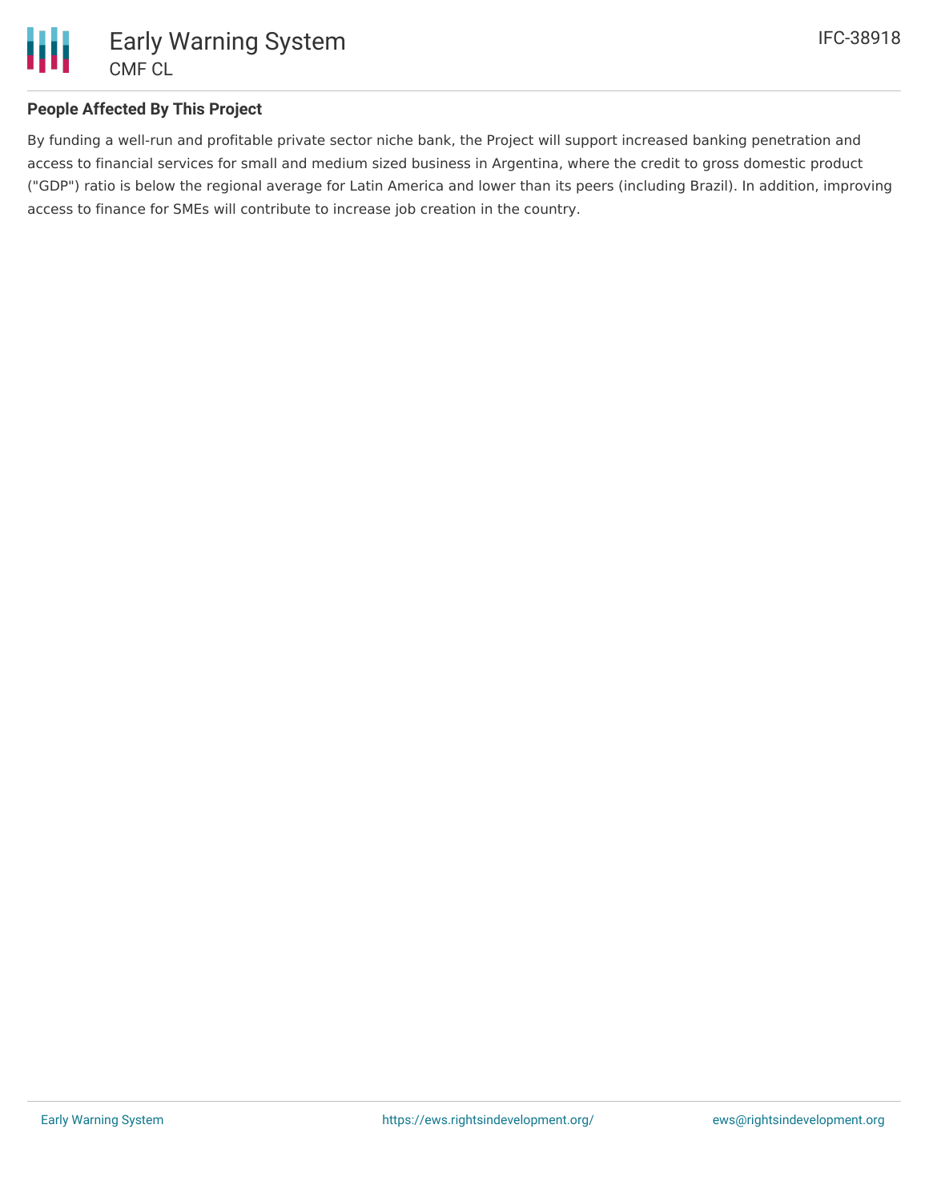## People Affected By This Project

By funding a well-run and profitable private sector niche bank, the Project will support increased banking penetration and access to financial services for small and medium sized business in Argentina, where the credit to gross domestic product ("GDP") ratio is below the regional average for Latin America and lower than its peers (including Brazil). In addition, improving access to finance for SMEs will contribute to increase job creation in the country.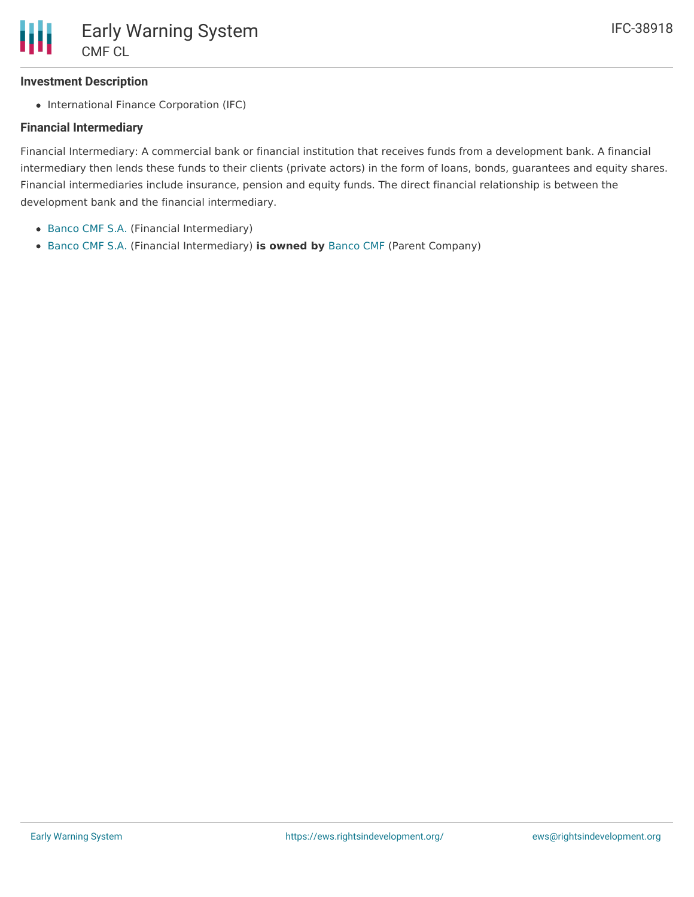### Investment Description

- International Finance Corporation (IFC)

### Financial Intermediary

Financial Intermediary: A commercial bank or financial institution that receives funds from a development bank. A financial intermediary then lends these funds to their clients (private actors) in the form of loans, bonds, guarantees and equity shares. Financial intermediaries include insurance, pension and equity funds. The direct financial relationship is between the development bank and the financial intermediary.

- Banco CMF S.A. (Financial Intermediary)
- Banco CMF S.A. (Financial Intermediary) **is owned by** Banco CMF (Parent Company)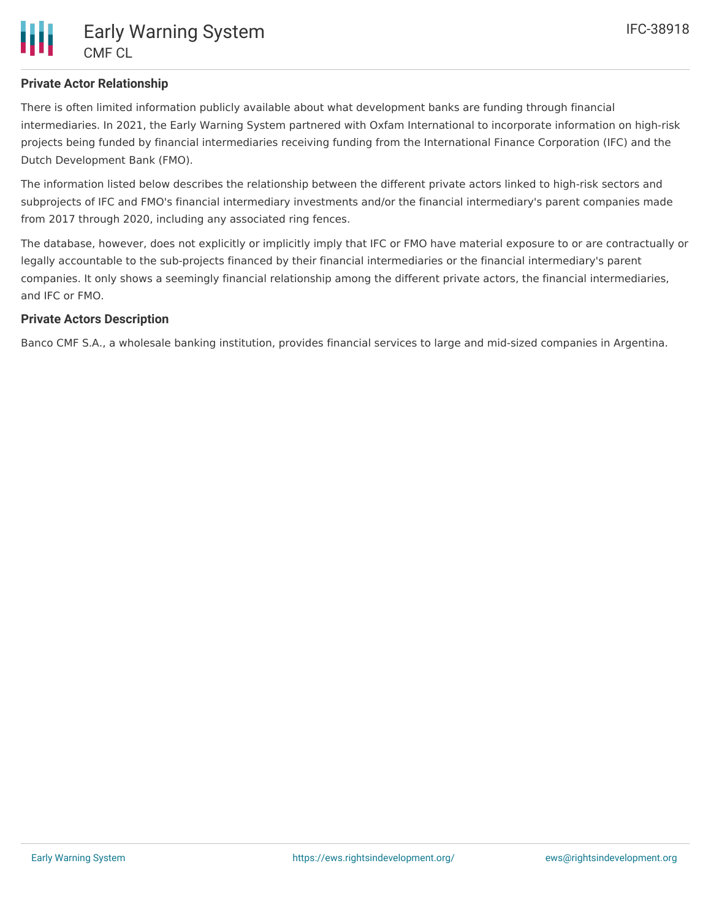## Private Actor Relationship

There is often limited information publicly available about what development banks are funding through financial intermediaries. In 2021, the Early Warning System partnered with Oxfam International to incorporate information on high-risk projects being funded by financial intermediaries receiving funding from the International Finance Corporation (IFC) and the Dutch Development Bank (FMO).

The information listed below describes the relationship between the different private actors linked to high-risk sectors and subprojects of IFC and FMO's financial intermediary investments and/or the financial intermediary's parent companies made from 2017 through 2020, including any associated ring fences.

The database, however, does not explicitly or implicitly imply that IFC or FMO have material exposure to or are contractually or legally accountable to the sub-projects financed by their financial intermediaries or the financial intermediary's parent companies. It only shows a seemingly financial relationship among the different private actors, the financial intermediaries, and IFC or FMO.

## Private Actors Description

Banco CMF S.A., a wholesale banking institution, provides financial services to large and mid-sized companies in Argentina.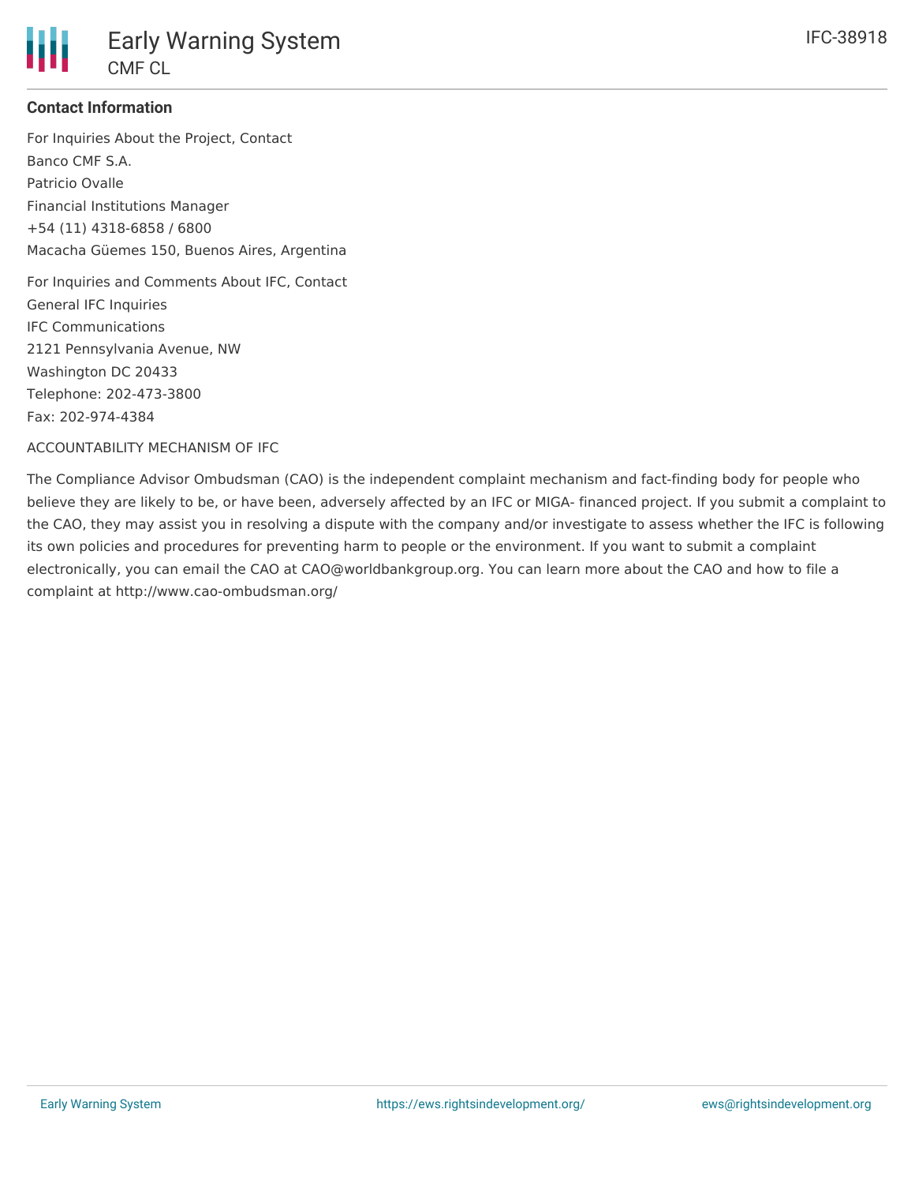**Contact Information**

For Inquiries About the Project, Contact
Banco CMF S.A.
Patricio Ovalle
Financial Institutions Manager
+54 (11) 4318-6858 / 6800
Macacha Güemes 150, Buenos Aires, Argentina

For Inquiries and Comments About IFC, Contact
General IFC Inquiries
IFC Communications
2121 Pennsylvania Avenue, NW
Washington DC 20433
Telephone: 202-473-3800
Fax: 202-974-4384

ACCOUNTABILITY MECHANISM OF IFC

The Compliance Advisor Ombudsman (CAO) is the independent complaint mechanism and fact-finding body for people who believe they are likely to be, or have been, adversely affected by an IFC or MIGA- financed project. If you submit a complaint to the CAO, they may assist you in resolving a dispute with the company and/or investigate to assess whether the IFC is following its own policies and procedures for preventing harm to people or the environment. If you want to submit a complaint electronically, you can email the CAO at CAO@worldbankgroup.org. You can learn more about the CAO and how to file a complaint at http://www.cao-ombudsman.org/